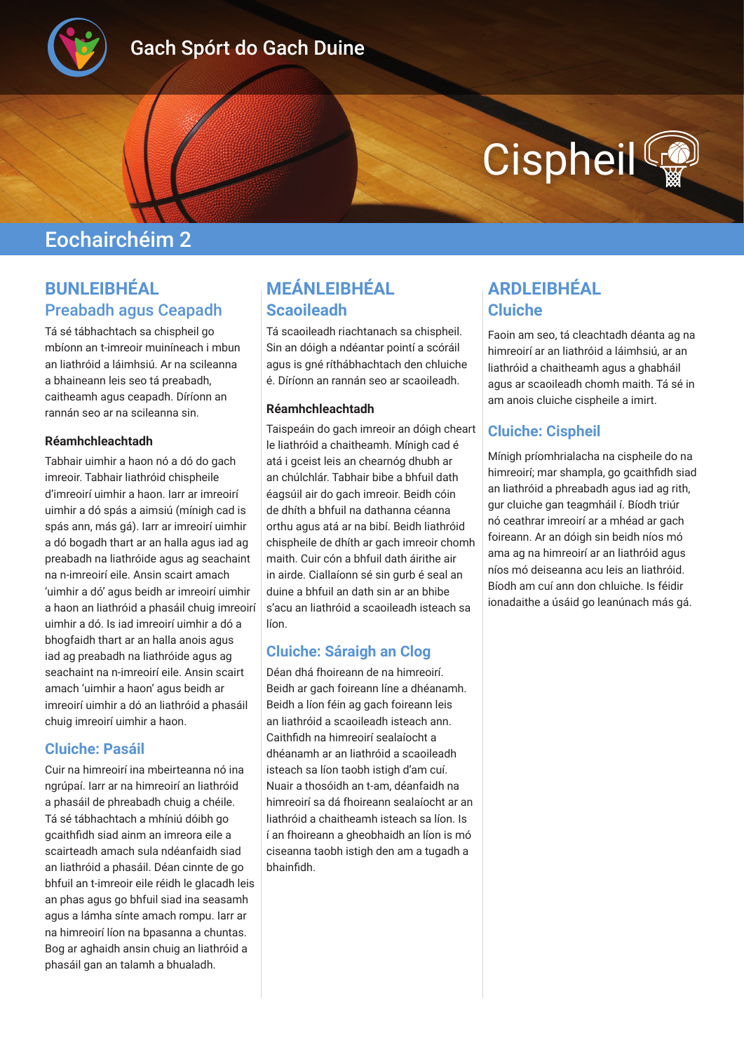Gach Spórt do Gach Duine

# Cispheil

## Eochairchéim 2

## BUNLEIBHÉAL

### Preabadh agus Ceapadh

Tá sé tábhachtach sa chispheil go mbíonn an t-imreoir muiníneach i mbun an liathróid a láimhsiú. Ar na scileanna a bhaineann leis seo tá preabadh, caitheamh agus ceapadh. Díríonn an rannán seo ar na scileanna sin.

**Réamhchleachtadh**

Tabhair uimhir a haon nó a dó do gach imreoir. Tabhair liathróid chispheile d'imreoirí uimhir a haon. Iarr ar imreoirí uimhir a dó spás a aimsiú (mínigh cad is spás ann, más gá). Iarr ar imreoirí uimhir a dó bogadh thart ar an halla agus iad ag preabadh na liathróide agus ag seachaint na n-imreoirí eile. Ansin scairt amach 'uimhir a dó' agus beidh ar imreoirí uimhir a haon an liathróid a phasáil chuig imreoirí uimhir a dó. Is iad imreoirí uimhir a dó a bhogfaidh thart ar an halla anois agus iad ag preabadh na liathróide agus ag seachaint na n-imreoirí eile. Ansin scairt amach 'uimhir a haon' agus beidh ar imreoirí uimhir a dó an liathróid a phasáil chuig imreoirí uimhir a haon.

### Cluiche: Pasáil

Cuir na himreoirí ina mbeirteanna nó ina ngrúpaí. Iarr ar na himreoirí an liathróid a phasáil de phreabadh chuig a chéile. Tá sé tábhachtach a mhíniú dóibh go gcaithfidh siad ainm an imreora eile a scairteadh amach sula ndéanfaidh siad an liathróid a phasáil. Déan cinnte de go bhfuil an t-imreoir eile réidh le glacadh leis an phas agus go bhfuil siad ina seasamh agus a lámha sínte amach rompu. Iarr ar na himreoirí líon na bpasanna a chuntas. Bog ar aghaidh ansin chuig an liathróid a phasáil gan an talamh a bhualadh.

## MEÁNLEIBHÉAL

### Scaoileadh

Tá scaoileadh riachtanach sa chispheil. Sin an dóigh a ndéantar pointí a scóráil agus is gné ríthábhachtach den chluiche é. Díríonn an rannán seo ar scaoileadh.

**Réamhchleachtadh**

Taispeáin do gach imreoir an dóigh cheart le liathróid a chaitheamh. Mínigh cad é atá i gceist leis an chearnóg dhubh ar an chúlchlár. Tabhair bibe a bhfuil dath éagsúil air do gach imreoir. Beidh cóin de dhíth a bhfuil na dathanna céanna orthu agus atá ar na bibí. Beidh liathróid chispheile de dhíth ar gach imreoir chomh maith. Cuir cón a bhfuil dath áirithe air in airde. Ciallaíonn sé sin gurb é seal an duine a bhfuil an dath sin ar an bhibe s'acu an liathróid a scaoileadh isteach sa líon.

### Cluiche: Sáraigh an Clog

Déan dhá fhoireann de na himreoirí. Beidh ar gach foireann líne a dhéanamh. Beidh a líon féin ag gach foireann leis an liathróid a scaoileadh isteach ann. Caithfidh na himreoirí sealaíocht a dhéanamh ar an liathróid a scaoileadh isteach sa líon taobh istigh d'am cuí. Nuair a thosóidh an t-am, déanfaidh na himreoirí sa dá fhoireann sealaíocht ar an liathróid a chaitheamh isteach sa líon. Is í an fhoireann a gheobhaidh an líon is mó ciseanna taobh istigh den am a tugadh a bhainfidh.

## ARDLEIBHÉAL

### Cluiche

Faoin am seo, tá cleachtadh déanta ag na himreoirí ar an liathróid a láimhsiú, ar an liathróid a chaitheamh agus a ghabháil agus ar scaoileadh chomh maith. Tá sé in am anois cluiche cispheile a imirt.

### Cluiche: Cispheil

Mínigh príomhrialacha na cispheile do na himreoirí; mar shampla, go gcaithfidh siad an liathróid a phreabadh agus iad ag rith, gur cluiche gan teagmháil í. Bíodh triúr nó ceathrar imreoirí ar a mhéad ar gach foireann. Ar an dóigh sin beidh níos mó ama ag na himreoirí ar an liathróid agus níos mó deiseanna acu leis an liathróid. Bíodh am cuí ann don chluiche. Is féidir ionadaithe a úsáid go leanúnach más gá.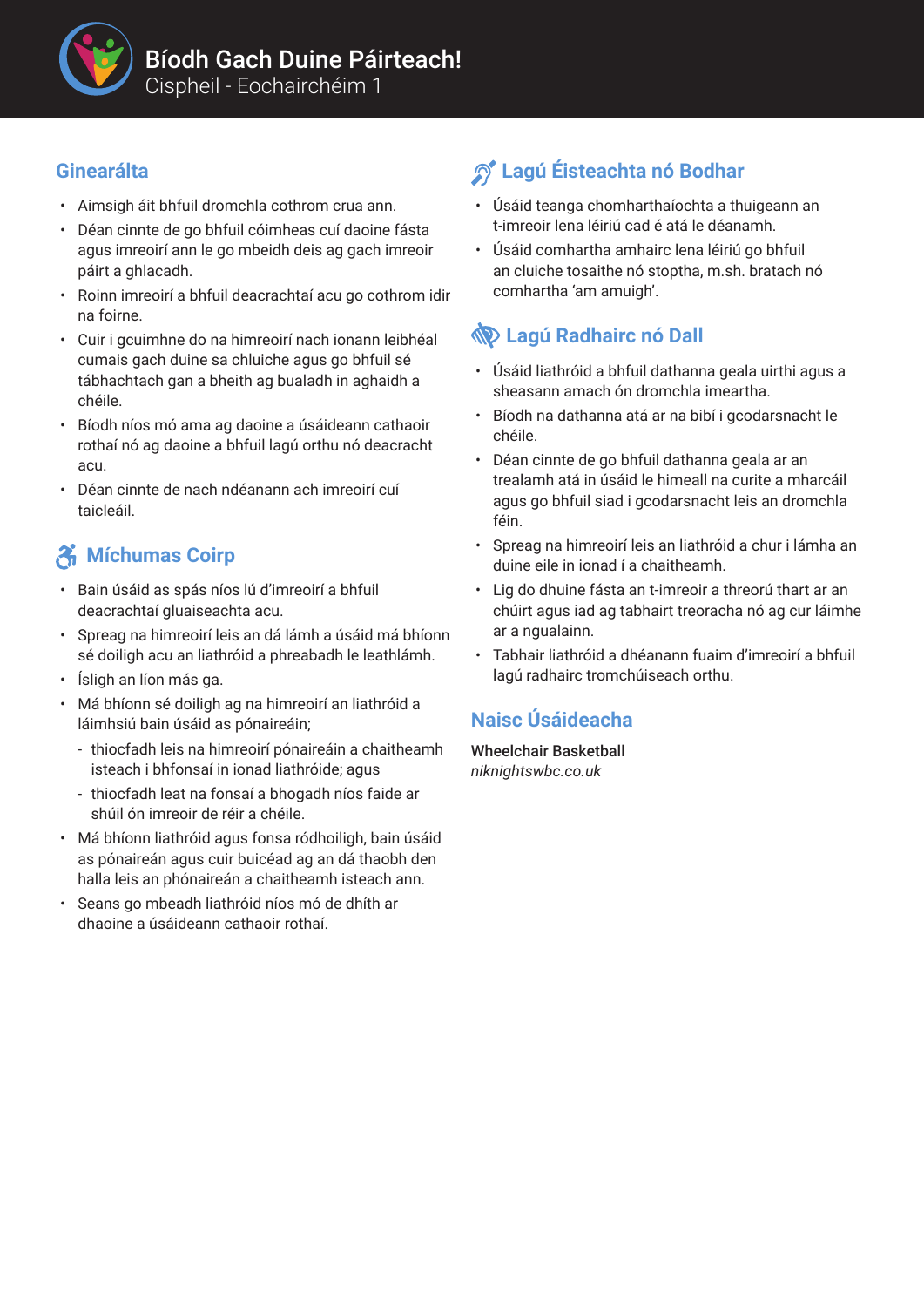# Bíodh Gach Duine Páirteach!

Cispheil - Eochairchéim 1

## Ginearálta

- Aimsigh áit bhfuil dromchla cothrom crua ann.
- Déan cinnte de go bhfuil cóimheas cuí daoine fásta agus imreoirí ann le go mbeidh deis ag gach imreoir páirt a ghlacadh.
- Roinn imreoirí a bhfuil deacrachtaí acu go cothrom idir na foirne.
- Cuir i gcuimhne do na himreoirí nach ionann leibhéal cumais gach duine sa chluiche agus go bhfuil sé tábhachtach gan a bheith ag bualadh in aghaidh a chéile.
- Bíodh níos mó ama ag daoine a úsáideann cathaoir rothaí nó ag daoine a bhfuil lagú orthu nó deacracht acu.
- Déan cinnte de nach ndéanann ach imreoirí cuí taicleáil.

## Míchumas Coirp

- Bain úsáid as spás níos lú d'imreoirí a bhfuil deacrachtaí gluaiseachta acu.
- Spreag na himreoirí leis an dá lámh a úsáid má bhíonn sé doiligh acu an liathróid a phreabadh le leathlámh.
- Ísligh an líon más ga.
- Má bhíonn sé doiligh ag na himreoirí an liathróid a láimhsiú bain úsáid as pónaireáin;
  - thiocfadh leis na himreoirí pónaireáin a chaitheamh isteach i bhfonsaí in ionad liathróide; agus
  - thiocfadh leat na fonsaí a bhogadh níos faide ar shúil ón imreoir de réir a chéile.
- Má bhíonn liathróid agus fonsa ródhoiligh, bain úsáid as pónaireán agus cuir buicéad ag an dá thaobh den halla leis an phónaireán a chaitheamh isteach ann.
- Seans go mbeadh liathróid níos mó de dhíth ar dhaoine a úsáideann cathaoir rothaí.

## Lagú Éisteachta nó Bodhar

- Úsáid teanga chomharthaíochta a thuigeann an t-imreoir lena léiriú cad é atá le déanamh.
- Úsáid comhartha amhairc lena léiriú go bhfuil an cluiche tosaithe nó stoptha, m.sh. bratach nó comhartha 'am amuigh'.

## Lagú Radhairc nó Dall

- Úsáid liathróid a bhfuil dathanna geala uirthi agus a sheasann amach ón dromchla imeartha.
- Bíodh na dathanna atá ar na bibí i gcodarsnacht le chéile.
- Déan cinnte de go bhfuil dathanna geala ar an trealamh atá in úsáid le himeall na curite a mharcáil agus go bhfuil siad i gcodarsnacht leis an dromchla féin.
- Spreag na himreoirí leis an liathróid a chur i lámha an duine eile in ionad í a chaitheamh.
- Lig do dhuine fásta an t-imreoir a threorú thart ar an chúirt agus iad ag tabhairt treoracha nó ag cur láimhe ar a ngualainn.
- Tabhair liathróid a dhéanann fuaim d'imreoirí a bhfuil lagú radhairc tromchúiseach orthu.

## Naisc Úsáideacha

**Wheelchair Basketball**
*niknightswbc.co.uk*